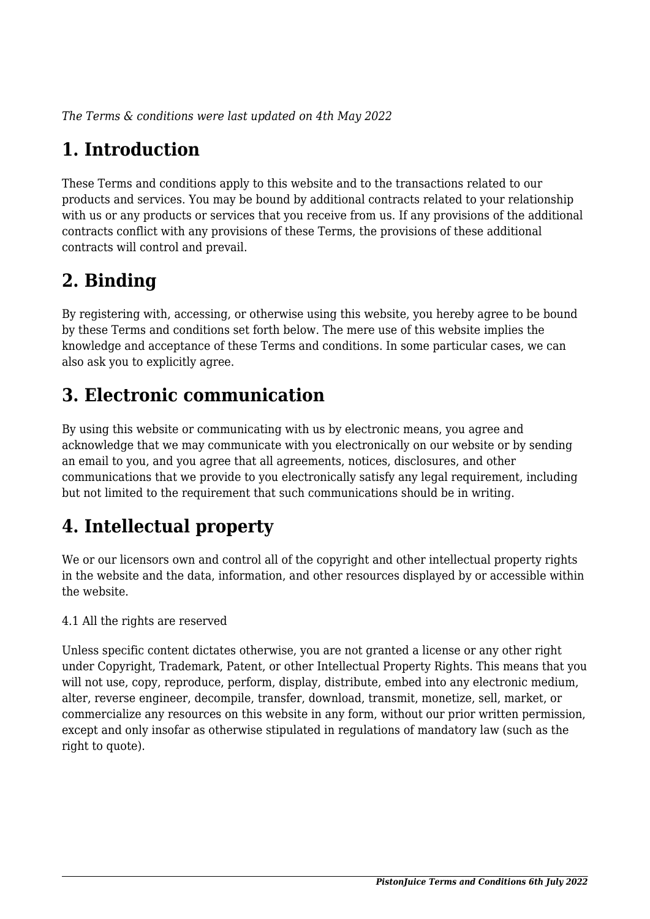*The Terms & conditions were last updated on 4th May 2022*

# 1. Introduction

These Terms and conditions apply to this website and to the transactions related to our products and services. You may be bound by additional contracts related to your relationship with us or any products or services that you receive from us. If any provisions of the additional contracts conflict with any provisions of these Terms, the provisions of these additional contracts will control and prevail.

# 2. Binding

By registering with, accessing, or otherwise using this website, you hereby agree to be bound by these Terms and conditions set forth below. The mere use of this website implies the knowledge and acceptance of these Terms and conditions. In some particular cases, we can also ask you to explicitly agree.

# 3. Electronic communication

By using this website or communicating with us by electronic means, you agree and acknowledge that we may communicate with you electronically on our website or by sending an email to you, and you agree that all agreements, notices, disclosures, and other communications that we provide to you electronically satisfy any legal requirement, including but not limited to the requirement that such communications should be in writing.

# 4. Intellectual property

We or our licensors own and control all of the copyright and other intellectual property rights in the website and the data, information, and other resources displayed by or accessible within the website.

4.1 All the rights are reserved

Unless specific content dictates otherwise, you are not granted a license or any other right under Copyright, Trademark, Patent, or other Intellectual Property Rights. This means that you will not use, copy, reproduce, perform, display, distribute, embed into any electronic medium, alter, reverse engineer, decompile, transfer, download, transmit, monetize, sell, market, or commercialize any resources on this website in any form, without our prior written permission, except and only insofar as otherwise stipulated in regulations of mandatory law (such as the right to quote).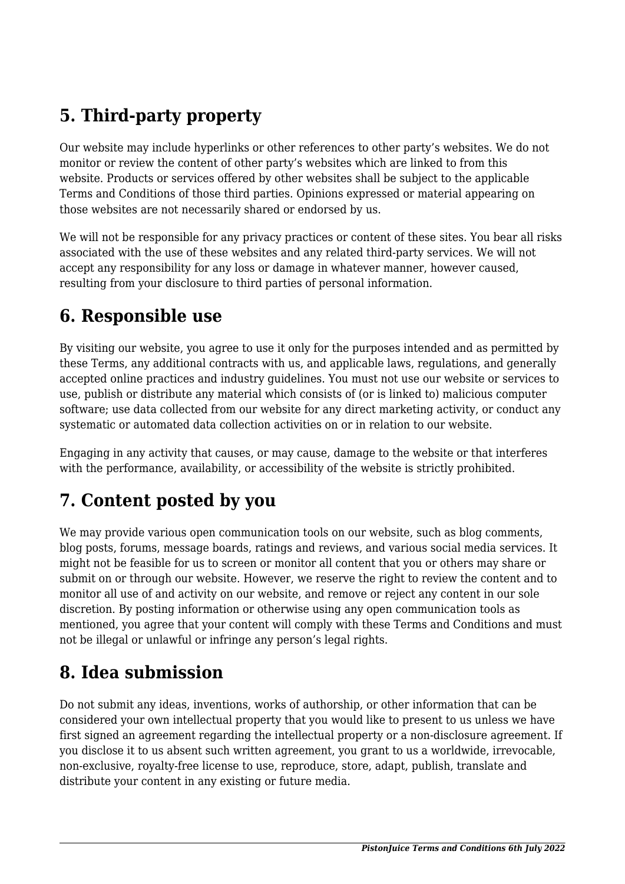## 5. Third-party property

Our website may include hyperlinks or other references to other party's websites. We do not monitor or review the content of other party's websites which are linked to from this website. Products or services offered by other websites shall be subject to the applicable Terms and Conditions of those third parties. Opinions expressed or material appearing on those websites are not necessarily shared or endorsed by us.

We will not be responsible for any privacy practices or content of these sites. You bear all risks associated with the use of these websites and any related third-party services. We will not accept any responsibility for any loss or damage in whatever manner, however caused, resulting from your disclosure to third parties of personal information.

## 6. Responsible use

By visiting our website, you agree to use it only for the purposes intended and as permitted by these Terms, any additional contracts with us, and applicable laws, regulations, and generally accepted online practices and industry guidelines. You must not use our website or services to use, publish or distribute any material which consists of (or is linked to) malicious computer software; use data collected from our website for any direct marketing activity, or conduct any systematic or automated data collection activities on or in relation to our website.

Engaging in any activity that causes, or may cause, damage to the website or that interferes with the performance, availability, or accessibility of the website is strictly prohibited.

## 7. Content posted by you

We may provide various open communication tools on our website, such as blog comments, blog posts, forums, message boards, ratings and reviews, and various social media services. It might not be feasible for us to screen or monitor all content that you or others may share or submit on or through our website. However, we reserve the right to review the content and to monitor all use of and activity on our website, and remove or reject any content in our sole discretion. By posting information or otherwise using any open communication tools as mentioned, you agree that your content will comply with these Terms and Conditions and must not be illegal or unlawful or infringe any person's legal rights.

## 8. Idea submission

Do not submit any ideas, inventions, works of authorship, or other information that can be considered your own intellectual property that you would like to present to us unless we have first signed an agreement regarding the intellectual property or a non-disclosure agreement. If you disclose it to us absent such written agreement, you grant to us a worldwide, irrevocable, non-exclusive, royalty-free license to use, reproduce, store, adapt, publish, translate and distribute your content in any existing or future media.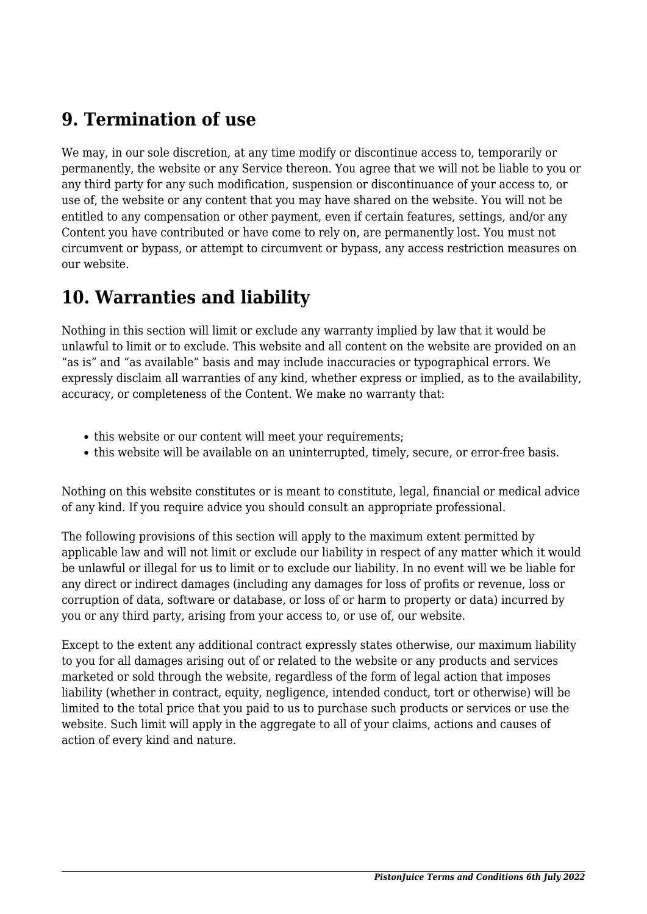## 9. Termination of use

We may, in our sole discretion, at any time modify or discontinue access to, temporarily or permanently, the website or any Service thereon. You agree that we will not be liable to you or any third party for any such modification, suspension or discontinuance of your access to, or use of, the website or any content that you may have shared on the website. You will not be entitled to any compensation or other payment, even if certain features, settings, and/or any Content you have contributed or have come to rely on, are permanently lost. You must not circumvent or bypass, or attempt to circumvent or bypass, any access restriction measures on our website.

## 10. Warranties and liability

Nothing in this section will limit or exclude any warranty implied by law that it would be unlawful to limit or to exclude. This website and all content on the website are provided on an "as is" and "as available" basis and may include inaccuracies or typographical errors. We expressly disclaim all warranties of any kind, whether express or implied, as to the availability, accuracy, or completeness of the Content. We make no warranty that:

- this website or our content will meet your requirements;
- this website will be available on an uninterrupted, timely, secure, or error-free basis.

Nothing on this website constitutes or is meant to constitute, legal, financial or medical advice of any kind. If you require advice you should consult an appropriate professional.

The following provisions of this section will apply to the maximum extent permitted by applicable law and will not limit or exclude our liability in respect of any matter which it would be unlawful or illegal for us to limit or to exclude our liability. In no event will we be liable for any direct or indirect damages (including any damages for loss of profits or revenue, loss or corruption of data, software or database, or loss of or harm to property or data) incurred by you or any third party, arising from your access to, or use of, our website.

Except to the extent any additional contract expressly states otherwise, our maximum liability to you for all damages arising out of or related to the website or any products and services marketed or sold through the website, regardless of the form of legal action that imposes liability (whether in contract, equity, negligence, intended conduct, tort or otherwise) will be limited to the total price that you paid to us to purchase such products or services or use the website. Such limit will apply in the aggregate to all of your claims, actions and causes of action of every kind and nature.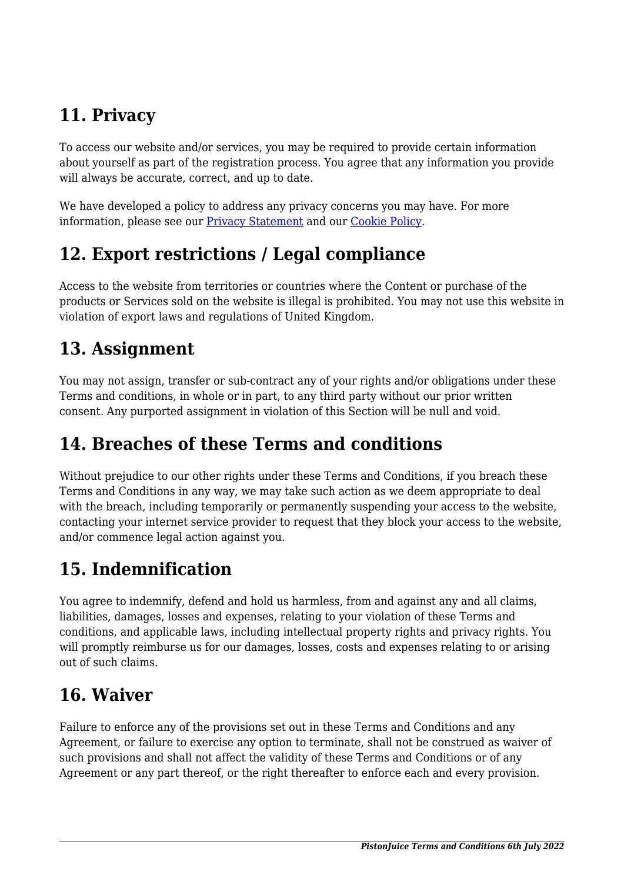## 11. Privacy

To access our website and/or services, you may be required to provide certain information about yourself as part of the registration process. You agree that any information you provide will always be accurate, correct, and up to date.

We have developed a policy to address any privacy concerns you may have. For more information, please see our [Privacy Statement] and our [Cookie Policy].

## 12. Export restrictions / Legal compliance

Access to the website from territories or countries where the Content or purchase of the products or Services sold on the website is illegal is prohibited. You may not use this website in violation of export laws and regulations of United Kingdom.

## 13. Assignment

You may not assign, transfer or sub-contract any of your rights and/or obligations under these Terms and conditions, in whole or in part, to any third party without our prior written consent. Any purported assignment in violation of this Section will be null and void.

## 14. Breaches of these Terms and conditions

Without prejudice to our other rights under these Terms and Conditions, if you breach these Terms and Conditions in any way, we may take such action as we deem appropriate to deal with the breach, including temporarily or permanently suspending your access to the website, contacting your internet service provider to request that they block your access to the website, and/or commence legal action against you.

## 15. Indemnification

You agree to indemnify, defend and hold us harmless, from and against any and all claims, liabilities, damages, losses and expenses, relating to your violation of these Terms and conditions, and applicable laws, including intellectual property rights and privacy rights. You will promptly reimburse us for our damages, losses, costs and expenses relating to or arising out of such claims.

## 16. Waiver

Failure to enforce any of the provisions set out in these Terms and Conditions and any Agreement, or failure to exercise any option to terminate, shall not be construed as waiver of such provisions and shall not affect the validity of these Terms and Conditions or of any Agreement or any part thereof, or the right thereafter to enforce each and every provision.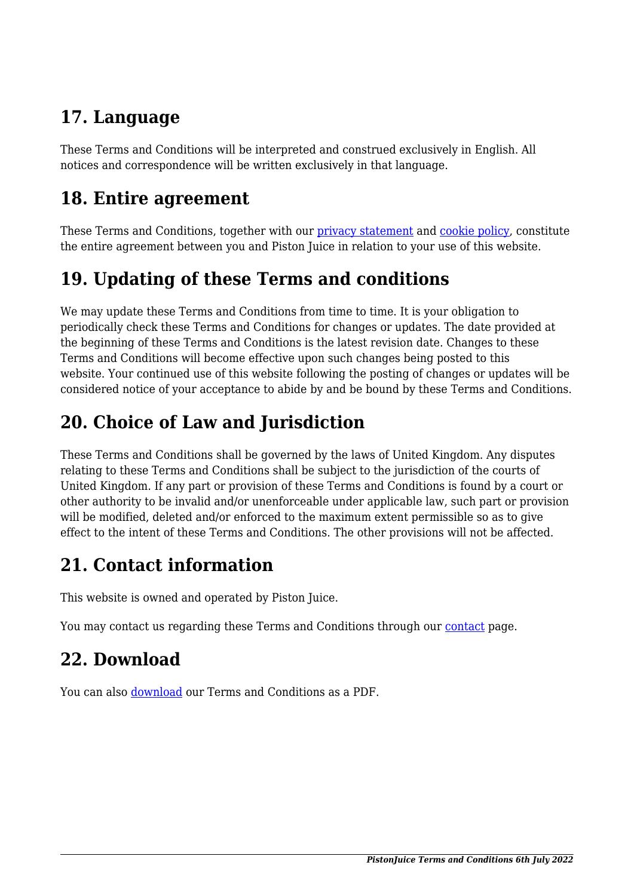## 17. Language

These Terms and Conditions will be interpreted and construed exclusively in English. All notices and correspondence will be written exclusively in that language.

## 18. Entire agreement

These Terms and Conditions, together with our privacy statement and cookie policy, constitute the entire agreement between you and Piston Juice in relation to your use of this website.

## 19. Updating of these Terms and conditions

We may update these Terms and Conditions from time to time. It is your obligation to periodically check these Terms and Conditions for changes or updates. The date provided at the beginning of these Terms and Conditions is the latest revision date. Changes to these Terms and Conditions will become effective upon such changes being posted to this website. Your continued use of this website following the posting of changes or updates will be considered notice of your acceptance to abide by and be bound by these Terms and Conditions.

## 20. Choice of Law and Jurisdiction

These Terms and Conditions shall be governed by the laws of United Kingdom. Any disputes relating to these Terms and Conditions shall be subject to the jurisdiction of the courts of United Kingdom. If any part or provision of these Terms and Conditions is found by a court or other authority to be invalid and/or unenforceable under applicable law, such part or provision will be modified, deleted and/or enforced to the maximum extent permissible so as to give effect to the intent of these Terms and Conditions. The other provisions will not be affected.

## 21. Contact information

This website is owned and operated by Piston Juice.

You may contact us regarding these Terms and Conditions through our contact page.

## 22. Download

You can also download our Terms and Conditions as a PDF.